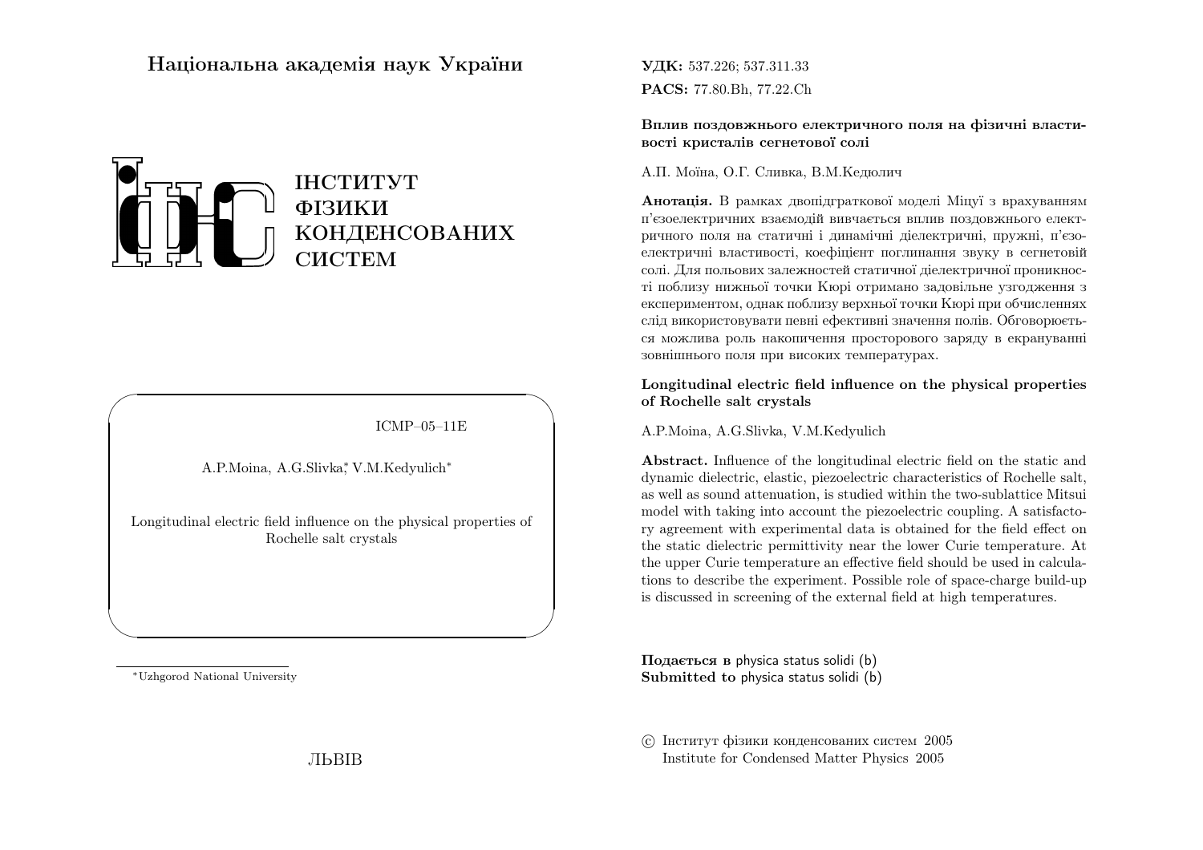# Національна академія наук України

ІНСТИТУТ
ФІЗИКИ
КОНДЕНСОВАНИХ
СИСТЕМ

ICMP–05–11E

A.P.Moina, A.G.Slivka,[*] V.M.Kedyulich[*]

Longitudinal electric field influence on the physical properties of Rochelle salt crystals

[*] Uzhgorod National University

ЛЬВІВ

**УДК:** 537.226; 537.311.33
**PACS:** 77.80.Bh, 77.22.Ch

**Вплив поздовжнього електричного поля на фізичні властивості кристалів сегнетової солі**

А.П. Моїна, О.Г. Сливка, В.М.Кедюлич

**Анотація.** В рамках двопідграткової моделі Міцуї з врахуванням п'єзоелектричних взаємодій вивчається вплив поздовжнього електричного поля на статичні і динамічні діелектричні, пружні, п'єзоелектричні властивості, коефіцієнт поглинання звуку в сегнетовій солі. Для польових залежностей статичної діелектричної проникності поблизу нижньої точки Кюрі отримано задовільне узгодження з експериментом, однак поблизу верхньої точки Кюрі при обчисленнях слід використовувати певні ефективні значення полів. Обговорюється можлива роль накопичення просторового заряду в екрануванні зовнішнього поля при високих температурах.

**Longitudinal electric field influence on the physical properties of Rochelle salt crystals**

A.P.Moina, A.G.Slivka, V.M.Kedyulich

**Abstract.** Influence of the longitudinal electric field on the static and dynamic dielectric, elastic, piezoelectric characteristics of Rochelle salt, as well as sound attenuation, is studied within the two-sublattice Mitsui model with taking into account the piezoelectric coupling. A satisfactory agreement with experimental data is obtained for the field effect on the static dielectric permittivity near the lower Curie temperature. At the upper Curie temperature an effective field should be used in calculations to describe the experiment. Possible role of space-charge build-up is discussed in screening of the external field at high temperatures.

**Подається в** physica status solidi (b)
**Submitted to** physica status solidi (b)

© Інститут фізики конденсованих систем 2005
Institute for Condensed Matter Physics 2005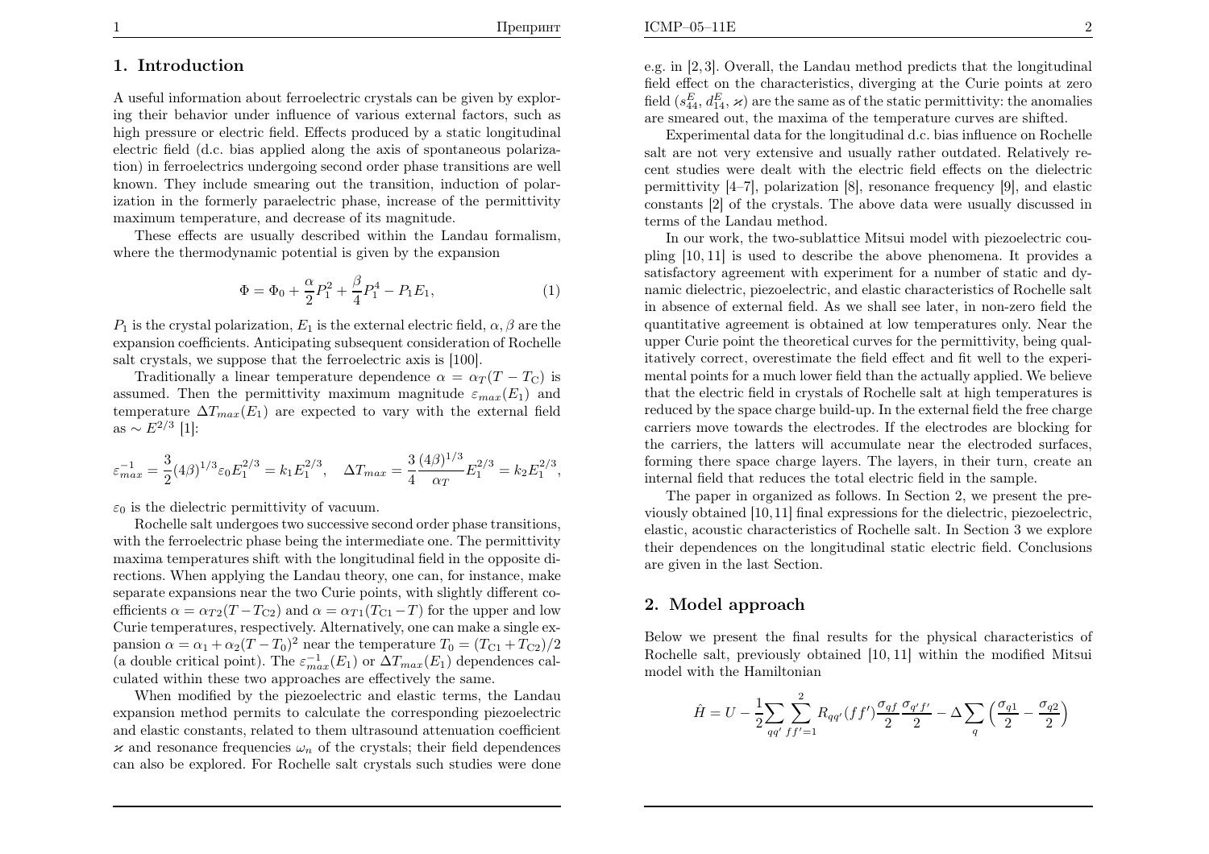## 1. Introduction

A useful information about ferroelectric crystals can be given by exploring their behavior under influence of various external factors, such as high pressure or electric field. Effects produced by a static longitudinal electric field (d.c. bias applied along the axis of spontaneous polarization) in ferroelectrics undergoing second order phase transitions are well known. They include smearing out the transition, induction of polarization in the formerly paraelectric phase, increase of the permittivity maximum temperature, and decrease of its magnitude.

These effects are usually described within the Landau formalism, where the thermodynamic potential is given by the expansion

$$\Phi = \Phi_0 + \frac{\alpha}{2}P_1^2 + \frac{\beta}{4}P_1^4 - P_1E_1, \tag{1}$$

$P_1$ is the crystal polarization, $E_1$ is the external electric field, $\alpha, \beta$ are the expansion coefficients. Anticipating subsequent consideration of Rochelle salt crystals, we suppose that the ferroelectric axis is [100].

Traditionally a linear temperature dependence $\alpha = \alpha_T(T - T_C)$ is assumed. Then the permittivity maximum magnitude $\varepsilon_{max}(E_1)$ and temperature $\Delta T_{max}(E_1)$ are expected to vary with the external field as $\sim E^{2/3}$ [1]:

$$\varepsilon_{max}^{-1} = \frac{3}{2}(4\beta)^{1/3}\varepsilon_0 E_1^{2/3} = k_1 E_1^{2/3}, \quad \Delta T_{max} = \frac{3}{4}\frac{(4\beta)^{1/3}}{\alpha_T}E_1^{2/3} = k_2 E_1^{2/3},$$

$\varepsilon_0$ is the dielectric permittivity of vacuum.

Rochelle salt undergoes two successive second order phase transitions, with the ferroelectric phase being the intermediate one. The permittivity maxima temperatures shift with the longitudinal field in the opposite directions. When applying the Landau theory, one can, for instance, make separate expansions near the two Curie points, with slightly different coefficients $\alpha = \alpha_{T2}(T - T_{C2})$ and $\alpha = \alpha_{T1}(T_{C1} - T)$ for the upper and low Curie temperatures, respectively. Alternatively, one can make a single expansion $\alpha = \alpha_1 + \alpha_2(T - T_0)^2$ near the temperature $T_0 = (T_{C1} + T_{C2})/2$ (a double critical point). The $\varepsilon_{max}^{-1}(E_1)$ or $\Delta T_{max}(E_1)$ dependences calculated within these two approaches are effectively the same.

When modified by the piezoelectric and elastic terms, the Landau expansion method permits to calculate the corresponding piezoelectric and elastic constants, related to them ultrasound attenuation coefficient $\varkappa$ and resonance frequencies $\omega_n$ of the crystals; their field dependences can also be explored. For Rochelle salt crystals such studies were done e.g. in [2,3]. Overall, the Landau method predicts that the longitudinal field effect on the characteristics, diverging at the Curie points at zero field ($s_{44}^E$, $d_{14}^E$, $\varkappa$) are the same as of the static permittivity: the anomalies are smeared out, the maxima of the temperature curves are shifted.

Experimental data for the longitudinal d.c. bias influence on Rochelle salt are not very extensive and usually rather outdated. Relatively recent studies were dealt with the electric field effects on the dielectric permittivity [4–7], polarization [8], resonance frequency [9], and elastic constants [2] of the crystals. The above data were usually discussed in terms of the Landau method.

In our work, the two-sublattice Mitsui model with piezoelectric coupling [10, 11] is used to describe the above phenomena. It provides a satisfactory agreement with experiment for a number of static and dynamic dielectric, piezoelectric, and elastic characteristics of Rochelle salt in absence of external field. As we shall see later, in non-zero field the quantitative agreement is obtained at low temperatures only. Near the upper Curie point the theoretical curves for the permittivity, being qualitatively correct, overestimate the field effect and fit well to the experimental points for a much lower field than the actually applied. We believe that the electric field in crystals of Rochelle salt at high temperatures is reduced by the space charge build-up. In the external field the free charge carriers move towards the electrodes. If the electrodes are blocking for the carriers, the latters will accumulate near the electroded surfaces, forming there space charge layers. The layers, in their turn, create an internal field that reduces the total electric field in the sample.

The paper in organized as follows. In Section 2, we present the previously obtained [10, 11] final expressions for the dielectric, piezoelectric, elastic, acoustic characteristics of Rochelle salt. In Section 3 we explore their dependences on the longitudinal static electric field. Conclusions are given in the last Section.

## 2. Model approach

Below we present the final results for the physical characteristics of Rochelle salt, previously obtained [10, 11] within the modified Mitsui model with the Hamiltonian

$$\hat{H} = U - \frac{1}{2}\sum_{qq'}\sum_{ff'=1}^{2} R_{qq'}(ff')\frac{\sigma_{qf}}{2}\frac{\sigma_{q'f'}}{2} - \Delta\sum_{q}\left(\frac{\sigma_{q1}}{2} - \frac{\sigma_{q2}}{2}\right)$$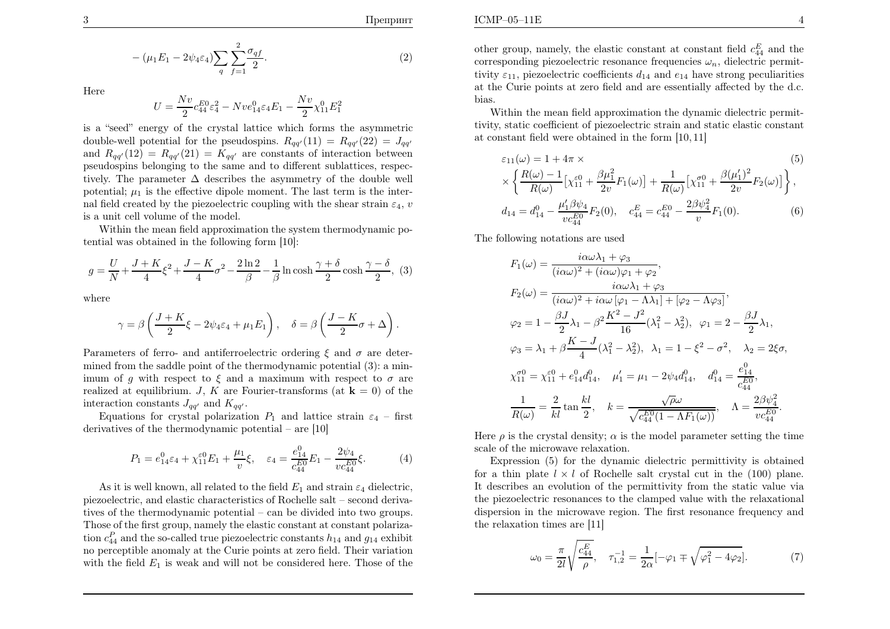$$
-(\mu_1 E_1 - 2\psi_4\varepsilon_4)\sum_q \sum_{f=1}^{2} \frac{\sigma_{qf}}{2}. \tag{2}
$$

Here

$$
U = \frac{Nv}{2}c_{44}^{E0}\varepsilon_4^2 - Nve_{14}^0\varepsilon_4 E_1 - \frac{Nv}{2}\chi_{11}^0 E_1^2
$$

is a "seed" energy of the crystal lattice which forms the asymmetric double-well potential for the pseudospins. $R_{qq'}(11) = R_{qq'}(22) = J_{qq'}$ and $R_{qq'}(12) = R_{qq'}(21) = K_{qq'}$ are constants of interaction between pseudospins belonging to the same and to different sublattices, respectively. The parameter $\Delta$ describes the asymmetry of the double well potential; $\mu_1$ is the effective dipole moment. The last term is the internal field created by the piezoelectric coupling with the shear strain $\varepsilon_4$, $v$ is a unit cell volume of the model.

Within the mean field approximation the system thermodynamic potential was obtained in the following form [10]:

$$
g = \frac{U}{N} + \frac{J+K}{4}\xi^2 + \frac{J-K}{4}\sigma^2 - \frac{2\ln 2}{\beta} - \frac{1}{\beta}\ln\cosh\frac{\gamma+\delta}{2}\cosh\frac{\gamma-\delta}{2}, \tag{3}
$$

where

$$
\gamma = \beta\left(\frac{J+K}{2}\xi - 2\psi_4\varepsilon_4 + \mu_1 E_1\right), \quad \delta = \beta\left(\frac{J-K}{2}\sigma + \Delta\right).
$$

Parameters of ferro- and antiferroelectric ordering $\xi$ and $\sigma$ are determined from the saddle point of the thermodynamic potential (3): a minimum of $g$ with respect to $\xi$ and a maximum with respect to $\sigma$ are realized at equilibrium. $J$, $K$ are Fourier-transforms (at $\mathbf{k} = 0$) of the interaction constants $J_{qq'}$ and $K_{qq'}$.

Equations for crystal polarization $P_1$ and lattice strain $\varepsilon_4$ – first derivatives of the thermodynamic potential – are [10]

$$
P_1 = e_{14}^0\varepsilon_4 + \chi_{11}^{\varepsilon 0}E_1 + \frac{\mu_1}{v}\xi, \quad \varepsilon_4 = \frac{e_{14}^0}{c_{44}^{E0}}E_1 - \frac{2\psi_4}{vc_{44}^{E0}}\xi. \tag{4}
$$

As it is well known, all related to the field $E_1$ and strain $\varepsilon_4$ dielectric, piezoelectric, and elastic characteristics of Rochelle salt – second derivatives of the thermodynamic potential – can be divided into two groups. Those of the first group, namely the elastic constant at constant polarization $c_{44}^P$ and the so-called true piezoelectric constants $h_{14}$ and $g_{14}$ exhibit no perceptible anomaly at the Curie points at zero field. Their variation with the field $E_1$ is weak and will not be considered here. Those of the other group, namely, the elastic constant at constant field $c_{44}^E$ and the corresponding piezoelectric resonance frequencies $\omega_n$, dielectric permittivity $\varepsilon_{11}$, piezoelectric coefficients $d_{14}$ and $e_{14}$ have strong peculiarities at the Curie points at zero field and are essentially affected by the d.c. bias.

Within the mean field approximation the dynamic dielectric permittivity, static coefficient of piezoelectric strain and static elastic constant at constant field were obtained in the form [10, 11]

$$
\begin{aligned}
&\varepsilon_{11}(\omega) = 1 + 4\pi \times \\
&\times \left\{ \frac{R(\omega)-1}{R(\omega)}\left[\chi_{11}^{\varepsilon 0} + \frac{\beta\mu_1^2}{2v}F_1(\omega)\right] + \frac{1}{R(\omega)}\left[\chi_{11}^{\sigma 0} + \frac{\beta(\mu_1')^2}{2v}F_2(\omega)\right]\right\},
\end{aligned} \tag{5}
$$

$$
d_{14} = d_{14}^0 - \frac{\mu_1'\beta\psi_4}{vc_{44}^{E0}}F_2(0), \quad c_{44}^E = c_{44}^{E0} - \frac{2\beta\psi_4^2}{v}F_1(0). \tag{6}
$$

The following notations are used

$$
\begin{aligned}
&F_1(\omega) = \frac{i\alpha\omega\lambda_1 + \varphi_3}{(i\alpha\omega)^2 + (i\alpha\omega)\varphi_1 + \varphi_2}, \\
&F_2(\omega) = \frac{i\alpha\omega\lambda_1 + \varphi_3}{(i\alpha\omega)^2 + i\alpha\omega\left[\varphi_1 - \Lambda\lambda_1\right] + \left[\varphi_2 - \Lambda\varphi_3\right]}, \\
&\varphi_2 = 1 - \frac{\beta J}{2}\lambda_1 - \beta^2\frac{K^2 - J^2}{16}(\lambda_1^2 - \lambda_2^2), \quad \varphi_1 = 2 - \frac{\beta J}{2}\lambda_1, \\
&\varphi_3 = \lambda_1 + \beta\frac{K-J}{4}(\lambda_1^2 - \lambda_2^2), \quad \lambda_1 = 1 - \xi^2 - \sigma^2, \quad \lambda_2 = 2\xi\sigma, \\
&\chi_{11}^{\sigma 0} = \chi_{11}^{\varepsilon 0} + e_{14}^0 d_{14}^0, \quad \mu_1' = \mu_1 - 2\psi_4 d_{14}^0, \quad d_{14}^0 = \frac{e_{14}^0}{c_{44}^{E0}}, \\
&\frac{1}{R(\omega)} = \frac{2}{kl}\tan\frac{kl}{2}, \quad k = \frac{\sqrt{\rho}\,\omega}{\sqrt{c_{44}^{E0}(1 - \Lambda F_1(\omega))}}, \quad \Lambda = \frac{2\beta\psi_4^2}{vc_{44}^{E0}}.
\end{aligned}
$$

Here $\rho$ is the crystal density; $\alpha$ is the model parameter setting the time scale of the microwave relaxation.

Expression (5) for the dynamic dielectric permittivity is obtained for a thin plate $l \times l$ of Rochelle salt crystal cut in the (100) plane. It describes an evolution of the permittivity from the static value via the piezoelectric resonances to the clamped value with the relaxational dispersion in the microwave region. The first resonance frequency and the relaxation times are [11]

$$
\omega_0 = \frac{\pi}{2l}\sqrt{\frac{c_{44}^E}{\rho}}, \quad \tau_{1,2}^{-1} = \frac{1}{2\alpha}\left[-\varphi_1 \mp \sqrt{\varphi_1^2 - 4\varphi_2}\right]. \tag{7}
$$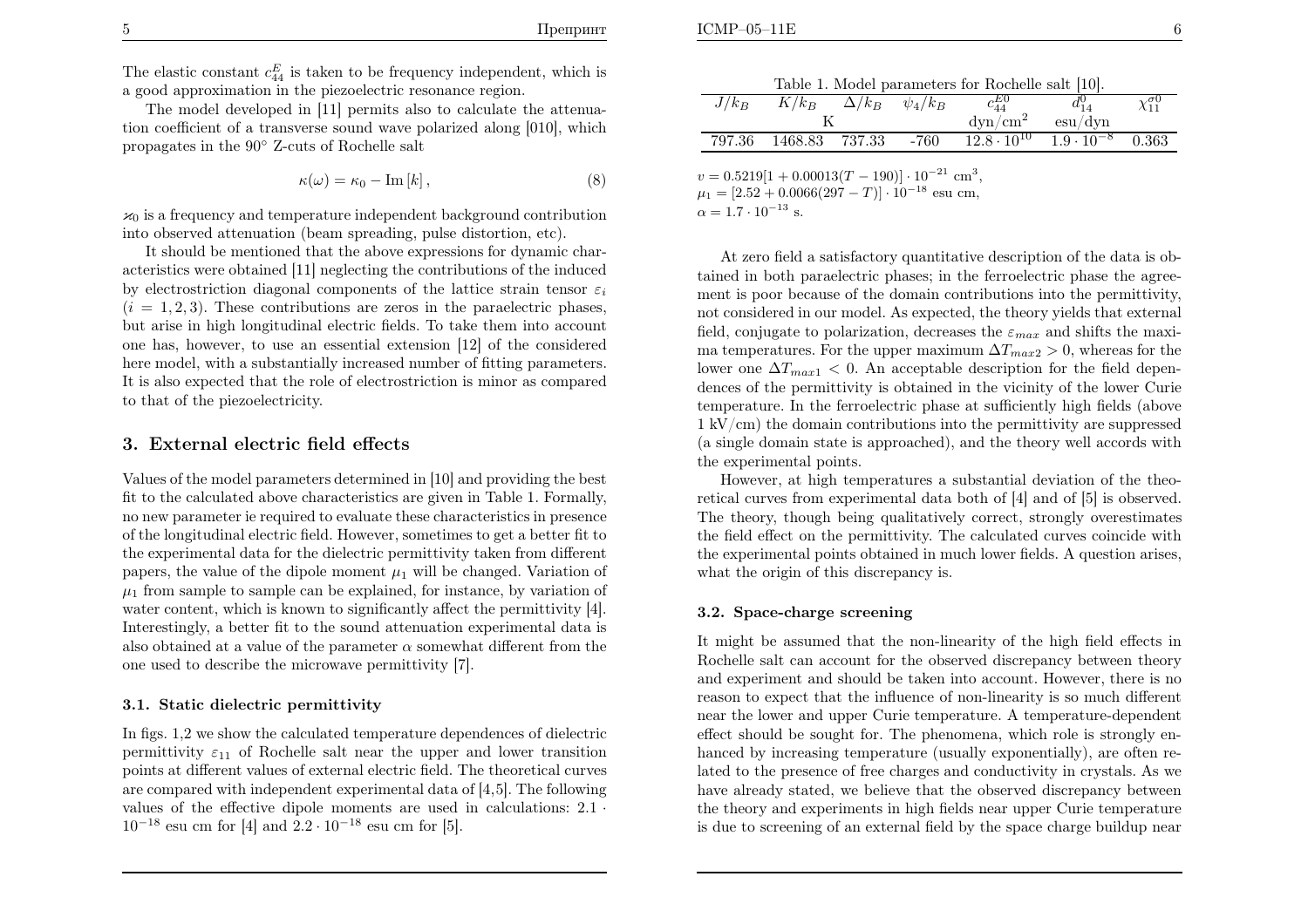The elastic constant $c_{44}^E$ is taken to be frequency independent, which is a good approximation in the piezoelectric resonance region.

The model developed in [11] permits also to calculate the attenuation coefficient of a transverse sound wave polarized along [010], which propagates in the 90° Z-cuts of Rochelle salt

$$\kappa(\omega) = \kappa_0 - \mathrm{Im}\,[k]\,, \tag{8}$$

$\varkappa_0$ is a frequency and temperature independent background contribution into observed attenuation (beam spreading, pulse distortion, etc).

It should be mentioned that the above expressions for dynamic characteristics were obtained [11] neglecting the contributions of the induced by electrostriction diagonal components of the lattice strain tensor $\varepsilon_i$ $(i = 1, 2, 3)$. These contributions are zeros in the paraelectric phases, but arise in high longitudinal electric fields. To take them into account one has, however, to use an essential extension [12] of the considered here model, with a substantially increased number of fitting parameters. It is also expected that the role of electrostriction is minor as compared to that of the piezoelectricity.

## 3. External electric field effects

Values of the model parameters determined in [10] and providing the best fit to the calculated above characteristics are given in Table 1. Formally, no new parameter ie required to evaluate these characteristics in presence of the longitudinal electric field. However, sometimes to get a better fit to the experimental data for the dielectric permittivity taken from different papers, the value of the dipole moment $\mu_1$ will be changed. Variation of $\mu_1$ from sample to sample can be explained, for instance, by variation of water content, which is known to significantly affect the permittivity [4]. Interestingly, a better fit to the sound attenuation experimental data is also obtained at a value of the parameter $\alpha$ somewhat different from the one used to describe the microwave permittivity [7].

### 3.1. Static dielectric permittivity

In figs. 1,2 we show the calculated temperature dependences of dielectric permittivity $\varepsilon_{11}$ of Rochelle salt near the upper and lower transition points at different values of external electric field. The theoretical curves are compared with independent experimental data of [4,5]. The following values of the effective dipole moments are used in calculations: $2.1 \cdot 10^{-18}$ esu cm for [4] and $2.2 \cdot 10^{-18}$ esu cm for [5].

Table 1. Model parameters for Rochelle salt [10].

| $J/k_B$ | $K/k_B$ | $\Delta/k_B$ | $\psi_4/k_B$ | $c_{44}^{E0}$ | $d_{14}^0$ | $\chi_{11}^{\sigma 0}$ |
|---|---|---|---|---|---|---|
| K | | | | dyn/cm$^2$ | esu/dyn | |
| 797.36 | 1468.83 | 737.33 | -760 | $12.8 \cdot 10^{10}$ | $1.9 \cdot 10^{-8}$ | 0.363 |

$v = 0.5219[1 + 0.00013(T - 190)] \cdot 10^{-21}$ cm$^3$,
$\mu_1 = [2.52 + 0.0066(297 - T)] \cdot 10^{-18}$ esu cm,
$\alpha = 1.7 \cdot 10^{-13}$ s.

At zero field a satisfactory quantitative description of the data is obtained in both paraelectric phases; in the ferroelectric phase the agreement is poor because of the domain contributions into the permittivity, not considered in our model. As expected, the theory yields that external field, conjugate to polarization, decreases the $\varepsilon_{max}$ and shifts the maxima temperatures. For the upper maximum $\Delta T_{max2} > 0$, whereas for the lower one $\Delta T_{max1} < 0$. An acceptable description for the field dependences of the permittivity is obtained in the vicinity of the lower Curie temperature. In the ferroelectric phase at sufficiently high fields (above 1 kV/cm) the domain contributions into the permittivity are suppressed (a single domain state is approached), and the theory well accords with the experimental points.

However, at high temperatures a substantial deviation of the theoretical curves from experimental data both of [4] and of [5] is observed. The theory, though being qualitatively correct, strongly overestimates the field effect on the permittivity. The calculated curves coincide with the experimental points obtained in much lower fields. A question arises, what the origin of this discrepancy is.

### 3.2. Space-charge screening

It might be assumed that the non-linearity of the high field effects in Rochelle salt can account for the observed discrepancy between theory and experiment and should be taken into account. However, there is no reason to expect that the influence of non-linearity is so much different near the lower and upper Curie temperature. A temperature-dependent effect should be sought for. The phenomena, which role is strongly enhanced by increasing temperature (usually exponentially), are often related to the presence of free charges and conductivity in crystals. As we have already stated, we believe that the observed discrepancy between the theory and experiments in high fields near upper Curie temperature is due to screening of an external field by the space charge buildup near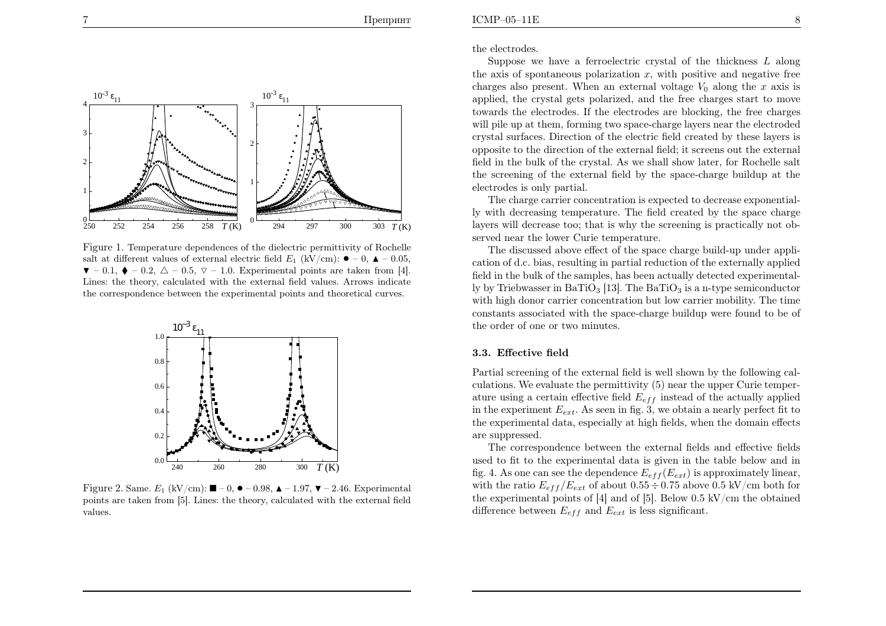Figure 1. Temperature dependences of the dielectric permittivity of Rochelle salt at different values of external electric field $E_1$ (kV/cm): ● – 0, ▲ – 0.05, ▼ – 0.1, ⧫ – 0.2, △ – 0.5, ▽ – 1.0. Experimental points are taken from [4]. Lines: the theory, calculated with the external field values. Arrows indicate the correspondence between the experimental points and theoretical curves.

Figure 2. Same. $E_1$ (kV/cm): ■ – 0, ● – 0.98, ▲ – 1.97, ▼ – 2.46. Experimental points are taken from [5]. Lines: the theory, calculated with the external field values.

the electrodes.

Suppose we have a ferroelectric crystal of the thickness $L$ along the axis of spontaneous polarization $x$, with positive and negative free charges also present. When an external voltage $V_0$ along the $x$ axis is applied, the crystal gets polarized, and the free charges start to move towards the electrodes. If the electrodes are blocking, the free charges will pile up at them, forming two space-charge layers near the electroded crystal surfaces. Direction of the electric field created by these layers is opposite to the direction of the external field; it screens out the external field in the bulk of the crystal. As we shall show later, for Rochelle salt the screening of the external field by the space-charge buildup at the electrodes is only partial.

The charge carrier concentration is expected to decrease exponentially with decreasing temperature. The field created by the space charge layers will decrease too; that is why the screening is practically not observed near the lower Curie temperature.

The discussed above effect of the space charge build-up under application of d.c. bias, resulting in partial reduction of the externally applied field in the bulk of the samples, has been actually detected experimentally by Triebwasser in $BaTiO_3$ [13]. The $BaTiO_3$ is a n-type semiconductor with high donor carrier concentration but low carrier mobility. The time constants associated with the space-charge buildup were found to be of the order of one or two minutes.

### 3.3. Effective field

Partial screening of the external field is well shown by the following calculations. We evaluate the permittivity (5) near the upper Curie temperature using a certain effective field $E_{eff}$ instead of the actually applied in the experiment $E_{ext}$. As seen in fig. 3, we obtain a nearly perfect fit to the experimental data, especially at high fields, when the domain effects are suppressed.

The correspondence between the external fields and effective fields used to fit to the experimental data is given in the table below and in fig. 4. As one can see the dependence $E_{eff}(E_{ext})$ is approximately linear, with the ratio $E_{eff}/E_{ext}$ of about $0.55 \div 0.75$ above 0.5 kV/cm both for the experimental points of [4] and of [5]. Below 0.5 kV/cm the obtained difference between $E_{eff}$ and $E_{ext}$ is less significant.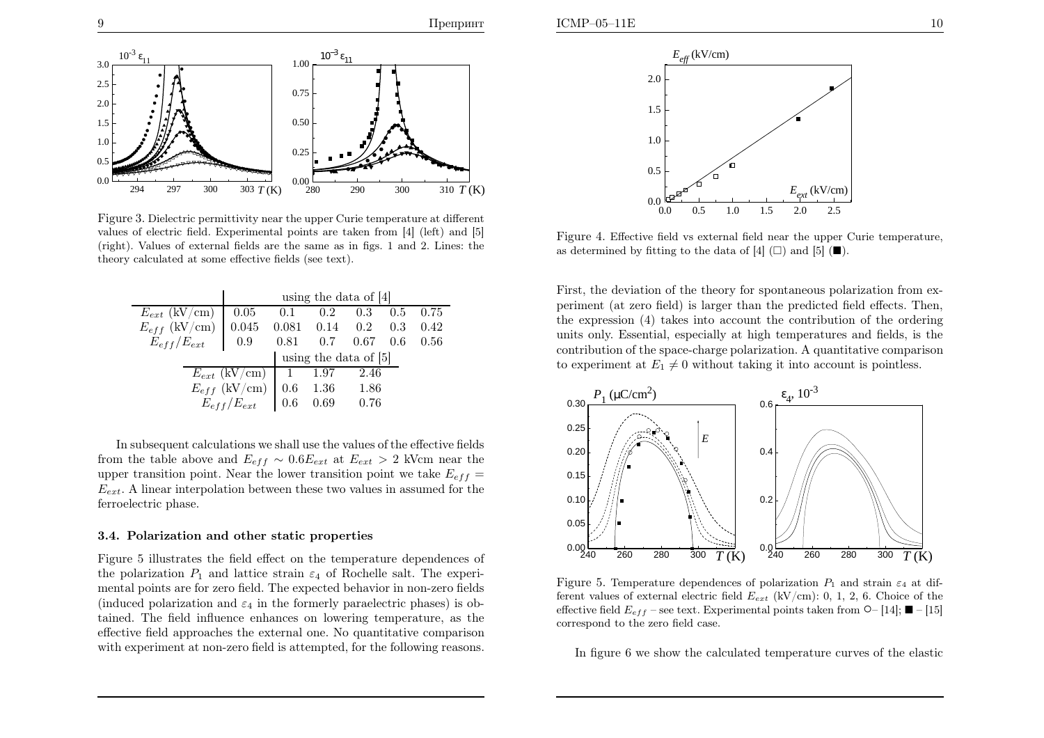Figure 3. Dielectric permittivity near the upper Curie temperature at different values of electric field. Experimental points are taken from [4] (left) and [5] (right). Values of external fields are the same as in figs. 1 and 2. Lines: the theory calculated at some effective fields (see text).

| | using the data of [4] | | | | | |
|---|---|---|---|---|---|---|
| $E_{ext}$ (kV/cm) | 0.05 | 0.1 | 0.2 | 0.3 | 0.5 | 0.75 |
| $E_{eff}$ (kV/cm) | 0.045 | 0.081 | 0.14 | 0.2 | 0.3 | 0.42 |
| $E_{eff}/E_{ext}$ | 0.9 | 0.81 | 0.7 | 0.67 | 0.6 | 0.56 |

| | using the data of [5] | | |
|---|---|---|---|
| $E_{ext}$ (kV/cm) | 1 | 1.97 | 2.46 |
| $E_{eff}$ (kV/cm) | 0.6 | 1.36 | 1.86 |
| $E_{eff}/E_{ext}$ | 0.6 | 0.69 | 0.76 |

In subsequent calculations we shall use the values of the effective fields from the table above and $E_{eff} \sim 0.6E_{ext}$ at $E_{ext} > 2$ kVcm near the upper transition point. Near the lower transition point we take $E_{eff} = E_{ext}$. A linear interpolation between these two values in assumed for the ferroelectric phase.

### 3.4. Polarization and other static properties

Figure 5 illustrates the field effect on the temperature dependences of the polarization $P_1$ and lattice strain $\varepsilon_4$ of Rochelle salt. The experimental points are for zero field. The expected behavior in non-zero fields (induced polarization and $\varepsilon_4$ in the formerly paraelectric phases) is obtained. The field influence enhances on lowering temperature, as the effective field approaches the external one. No quantitative comparison with experiment at non-zero field is attempted, for the following reasons.

Figure 4. Effective field vs external field near the upper Curie temperature, as determined by fitting to the data of [4] (□) and [5] (■).

First, the deviation of the theory for spontaneous polarization from experiment (at zero field) is larger than the predicted field effects. Then, the expression (4) takes into account the contribution of the ordering units only. Essential, especially at high temperatures and fields, is the contribution of the space-charge polarization. A quantitative comparison to experiment at $E_1 \neq 0$ without taking it into account is pointless.

Figure 5. Temperature dependences of polarization $P_1$ and strain $\varepsilon_4$ at different values of external electric field $E_{ext}$ (kV/cm): 0, 1, 2, 6. Choice of the effective field $E_{eff}$ – see text. Experimental points taken from ○– [14]; ■ – [15] correspond to the zero field case.

In figure 6 we show the calculated temperature curves of the elastic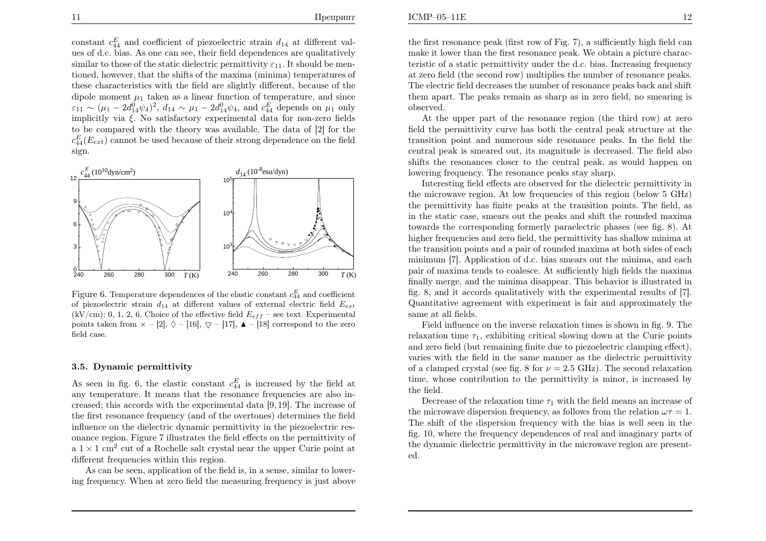constant $c_{44}^E$ and coefficient of piezoelectric strain $d_{14}$ at different values of d.c. bias. As one can see, their field dependences are qualitatively similar to those of the static dielectric permittivity $\varepsilon_{11}$. It should be mentioned, however, that the shifts of the maxima (minima) temperatures of these characteristics with the field are slightly different, because of the dipole moment $\mu_1$ taken as a linear function of temperature, and since $\varepsilon_{11} \sim (\mu_1 - 2d_{14}^0\psi_4)^2$, $d_{14} \sim \mu_1 - 2d_{14}^0\psi_4$, and $c_{44}^E$ depends on $\mu_1$ only implicitly via $\xi$. No satisfactory experimental data for non-zero fields to be compared with the theory was available. The data of [2] for the $c_{44}^E(E_{ext})$ cannot be used because of their strong dependence on the field sign.

Figure 6. Temperature dependences of the elastic constant $c_{44}^E$ and coefficient of piezoelectric strain $d_{14}$ at different values of external electric field $E_{ext}$ (kV/cm): 0, 1, 2, 6. Choice of the effective field $E_{eff}$ – see text. Experimental points taken from × – [2], ◊ – [16], ▽ – [17], ▲ – [18] correspond to the zero field case.

### 3.5. Dynamic permittivity

As seen in fig. 6, the elastic constant $c_{44}^E$ is increased by the field at any temperature. It means that the resonance frequencies are also increased; this accords with the experimental data [9, 19]. The increase of the first resonance frequency (and of the overtones) determines the field influence on the dielectric dynamic permittivity in the piezoelectric resonance region. Figure 7 illustrates the field effects on the permittivity of a $1 \times 1$ cm$^2$ cut of a Rochelle salt crystal near the upper Curie point at different frequencies within this region.

As can be seen, application of the field is, in a sense, similar to lowering frequency. When at zero field the measuring frequency is just above the first resonance peak (first row of Fig. 7), a sufficiently high field can make it lower than the first resonance peak. We obtain a picture characteristic of a static permittivity under the d.c. bias. Increasing frequency at zero field (the second row) multiplies the number of resonance peaks. The electric field decreases the number of resonance peaks back and shift them apart. The peaks remain as sharp as in zero field, no smearing is observed.

At the upper part of the resonance region (the third row) at zero field the permittivity curve has both the central peak structure at the transition point and numerous side resonance peaks. In the field the central peak is smeared out, its magnitude is decreased. The field also shifts the resonances closer to the central peak, as would happen on lowering frequency. The resonance peaks stay sharp.

Interesting field effects are observed for the dielectric permittivity in the microwave region. At low frequencies of this region (below 5 GHz) the permittivity has finite peaks at the transition points. The field, as in the static case, smears out the peaks and shift the rounded maxima towards the corresponding formerly paraelectric phases (see fig. 8). At higher frequencies and zero field, the permittivity has shallow minima at the transition points and a pair of rounded maxima at both sides of each minimum [7]. Application of d.c. bias smears out the minima, and each pair of maxima tends to coalesce. At sufficiently high fields the maxima finally merge, and the minima disappear. This behavior is illustrated in fig. 8, and it accords qualitatively with the experimental results of [7]. Quantitative agreement with experiment is fair and approximately the same at all fields.

Field influence on the inverse relaxation times is shown in fig. 9. The relaxation time $\tau_1$, exhibiting critical slowing down at the Curie points and zero field (but remaining finite due to piezoelectric clamping effect), varies with the field in the same manner as the dielectric permittivity of a clamped crystal (see fig. 8 for $\nu = 2.5$ GHz). The second relaxation time, whose contribution to the permittivity is minor, is increased by the field.

Decrease of the relaxation time $\tau_1$ with the field means an increase of the microwave dispersion frequency, as follows from the relation $\omega\tau = 1$. The shift of the dispersion frequency with the bias is well seen in the fig. 10, where the frequency dependences of real and imaginary parts of the dynamic dielectric permittivity in the microwave region are presented.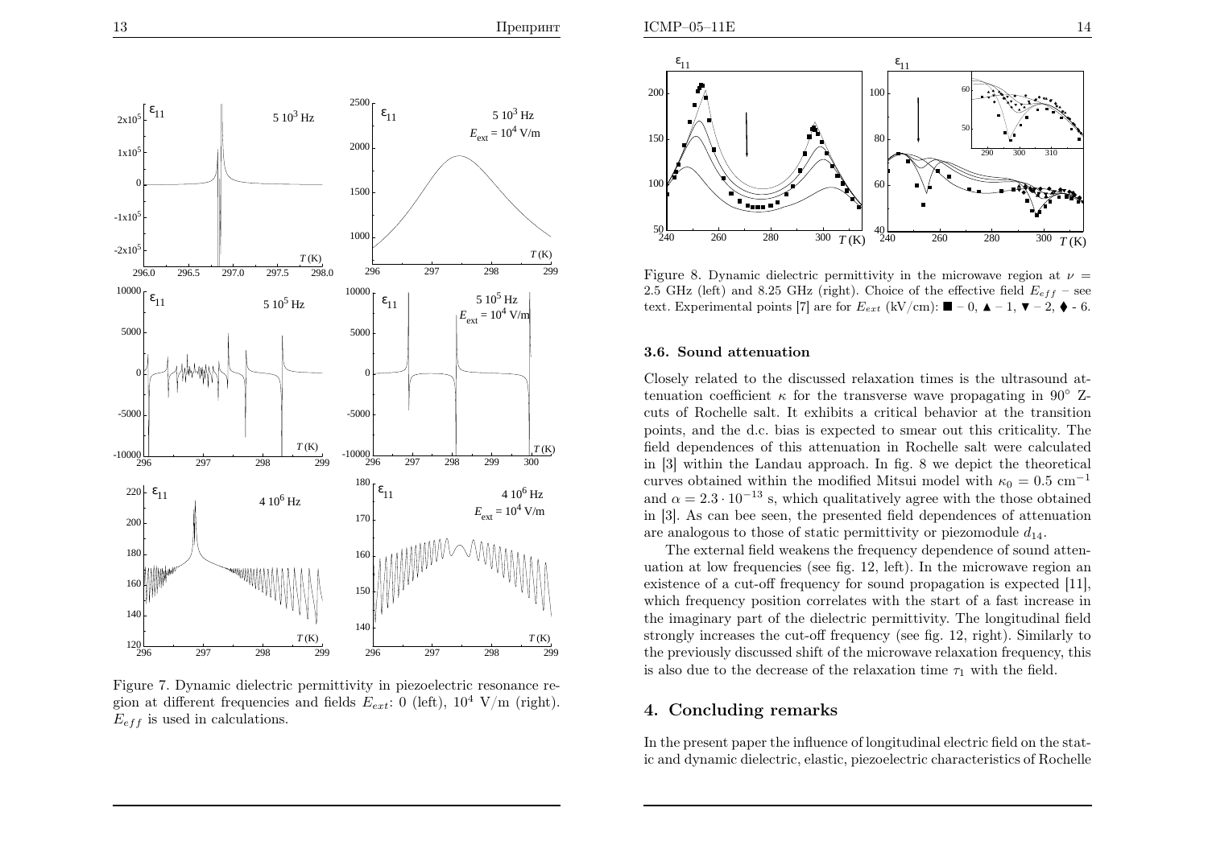Figure 7. Dynamic dielectric permittivity in piezoelectric resonance region at different frequencies and fields $E_{ext}$: 0 (left), $10^4$ V/m (right). $E_{eff}$ is used in calculations.

Figure 8. Dynamic dielectric permittivity in the microwave region at $\nu$ = 2.5 GHz (left) and 8.25 GHz (right). Choice of the effective field $E_{eff}$ – see text. Experimental points [7] are for $E_{ext}$ (kV/cm): ■ – 0, ▲ – 1, ▼ – 2, ⧫ - 6.

### 3.6. Sound attenuation

Closely related to the discussed relaxation times is the ultrasound attenuation coefficient $\kappa$ for the transverse wave propagating in 90° Z-cuts of Rochelle salt. It exhibits a critical behavior at the transition points, and the d.c. bias is expected to smear out this criticality. The field dependences of this attenuation in Rochelle salt were calculated in [3] within the Landau approach. In fig. 8 we depict the theoretical curves obtained within the modified Mitsui model with $\kappa_0 = 0.5$ cm$^{-1}$ and $\alpha = 2.3 \cdot 10^{-13}$ s, which qualitatively agree with the those obtained in [3]. As can bee seen, the presented field dependences of attenuation are analogous to those of static permittivity or piezomodule $d_{14}$.

The external field weakens the frequency dependence of sound attenuation at low frequencies (see fig. 12, left). In the microwave region an existence of a cut-off frequency for sound propagation is expected [11], which frequency position correlates with the start of a fast increase in the imaginary part of the dielectric permittivity. The longitudinal field strongly increases the cut-off frequency (see fig. 12, right). Similarly to the previously discussed shift of the microwave relaxation frequency, this is also due to the decrease of the relaxation time $\tau_1$ with the field.

## 4. Concluding remarks

In the present paper the influence of longitudinal electric field on the static and dynamic dielectric, elastic, piezoelectric characteristics of Rochelle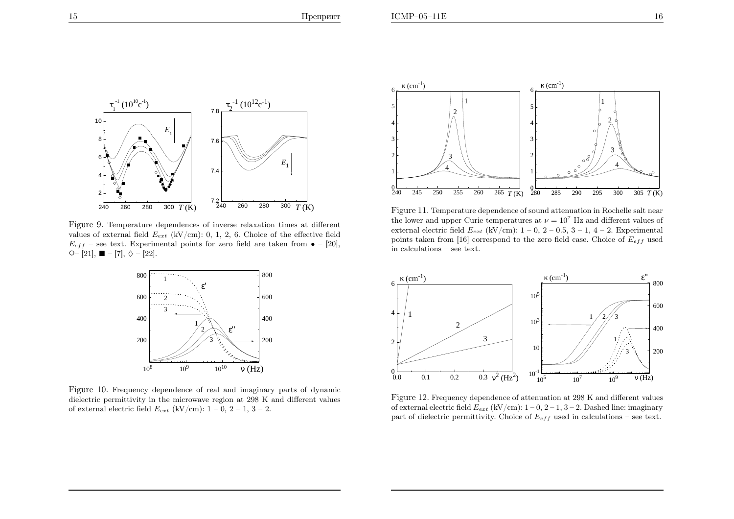Figure 9. Temperature dependences of inverse relaxation times at different values of external field $E_{ext}$ (kV/cm): 0, 1, 2, 6. Choice of the effective field $E_{eff}$ – see text. Experimental points for zero field are taken from • – [20], ○– [21], ■ – [7], ◊ – [22].

Figure 10. Frequency dependence of real and imaginary parts of dynamic dielectric permittivity in the microwave region at 298 K and different values of external electric field $E_{ext}$ (kV/cm): 1 – 0, 2 – 1, 3 – 2.

Figure 11. Temperature dependence of sound attenuation in Rochelle salt near the lower and upper Curie temperatures at $\nu = 10^7$ Hz and different values of external electric field $E_{ext}$ (kV/cm): 1 – 0, 2 – 0.5, 3 – 1, 4 – 2. Experimental points taken from [16] correspond to the zero field case. Choice of $E_{eff}$ used in calculations – see text.

Figure 12. Frequency dependence of attenuation at 298 K and different values of external electric field $E_{ext}$ (kV/cm): 1 – 0, 2 – 1, 3 – 2. Dashed line: imaginary part of dielectric permittivity. Choice of $E_{eff}$ used in calculations – see text.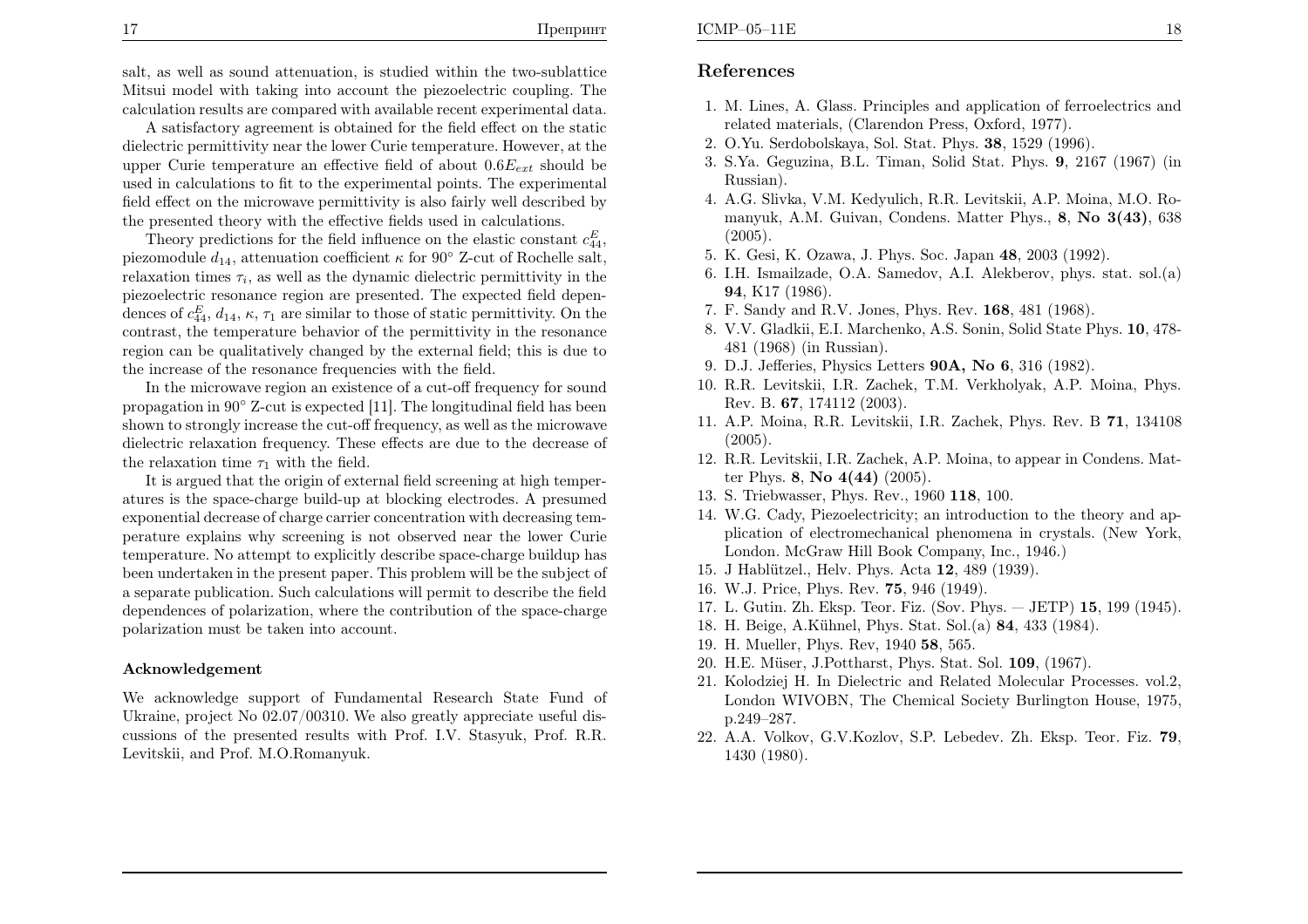salt, as well as sound attenuation, is studied within the two-sublattice Mitsui model with taking into account the piezoelectric coupling. The calculation results are compared with available recent experimental data.

A satisfactory agreement is obtained for the field effect on the static dielectric permittivity near the lower Curie temperature. However, at the upper Curie temperature an effective field of about $0.6E_{ext}$ should be used in calculations to fit to the experimental points. The experimental field effect on the microwave permittivity is also fairly well described by the presented theory with the effective fields used in calculations.

Theory predictions for the field influence on the elastic constant $c_{44}^{E}$, piezomodule $d_{14}$, attenuation coefficient $\kappa$ for 90° Z-cut of Rochelle salt, relaxation times $\tau_i$, as well as the dynamic dielectric permittivity in the piezoelectric resonance region are presented. The expected field dependences of $c_{44}^{E}$, $d_{14}$, $\kappa$, $\tau_1$ are similar to those of static permittivity. On the contrast, the temperature behavior of the permittivity in the resonance region can be qualitatively changed by the external field; this is due to the increase of the resonance frequencies with the field.

In the microwave region an existence of a cut-off frequency for sound propagation in 90° Z-cut is expected [11]. The longitudinal field has been shown to strongly increase the cut-off frequency, as well as the microwave dielectric relaxation frequency. These effects are due to the decrease of the relaxation time $\tau_1$ with the field.

It is argued that the origin of external field screening at high temperatures is the space-charge build-up at blocking electrodes. A presumed exponential decrease of charge carrier concentration with decreasing temperature explains why screening is not observed near the lower Curie temperature. No attempt to explicitly describe space-charge buildup has been undertaken in the present paper. This problem will be the subject of a separate publication. Such calculations will permit to describe the field dependences of polarization, where the contribution of the space-charge polarization must be taken into account.

### Acknowledgement

We acknowledge support of Fundamental Research State Fund of Ukraine, project No 02.07/00310. We also greatly appreciate useful discussions of the presented results with Prof. I.V. Stasyuk, Prof. R.R. Levitskii, and Prof. M.O.Romanyuk.

## References

1. M. Lines, A. Glass. Principles and application of ferroelectrics and related materials, (Clarendon Press, Oxford, 1977).
2. O.Yu. Serdobolskaya, Sol. Stat. Phys. **38**, 1529 (1996).
3. S.Ya. Geguzina, B.L. Timan, Solid Stat. Phys. **9**, 2167 (1967) (in Russian).
4. A.G. Slivka, V.M. Kedyulich, R.R. Levitskii, A.P. Moina, M.O. Romanyuk, A.M. Guivan, Condens. Matter Phys., **8**, **No 3(43)**, 638 (2005).
5. K. Gesi, K. Ozawa, J. Phys. Soc. Japan **48**, 2003 (1992).
6. I.H. Ismailzade, O.A. Samedov, A.I. Alekberov, phys. stat. sol.(a) **94**, K17 (1986).
7. F. Sandy and R.V. Jones, Phys. Rev. **168**, 481 (1968).
8. V.V. Gladkii, E.I. Marchenko, A.S. Sonin, Solid State Phys. **10**, 478-481 (1968) (in Russian).
9. D.J. Jefferies, Physics Letters **90A, No 6**, 316 (1982).
10. R.R. Levitskii, I.R. Zachek, T.M. Verkholyak, A.P. Moina, Phys. Rev. B. **67**, 174112 (2003).
11. A.P. Moina, R.R. Levitskii, I.R. Zachek, Phys. Rev. B **71**, 134108 (2005).
12. R.R. Levitskii, I.R. Zachek, A.P. Moina, to appear in Condens. Matter Phys. **8**, **No 4(44)** (2005).
13. S. Triebwasser, Phys. Rev., 1960 **118**, 100.
14. W.G. Cady, Piezoelectricity; an introduction to the theory and application of electromechanical phenomena in crystals. (New York, London. McGraw Hill Book Company, Inc., 1946.)
15. J Hablützel., Helv. Phys. Acta **12**, 489 (1939).
16. W.J. Price, Phys. Rev. **75**, 946 (1949).
17. L. Gutin. Zh. Eksp. Teor. Fiz. (Sov. Phys. — JETP) **15**, 199 (1945).
18. H. Beige, A.Kühnel, Phys. Stat. Sol.(a) **84**, 433 (1984).
19. H. Mueller, Phys. Rev, 1940 **58**, 565.
20. H.E. Müser, J.Pottharst, Phys. Stat. Sol. **109**, (1967).
21. Kolodziej H. In Dielectric and Related Molecular Processes. vol.2, London WIVOBN, The Chemical Society Burlington House, 1975, p.249–287.
22. A.A. Volkov, G.V.Kozlov, S.P. Lebedev. Zh. Eksp. Teor. Fiz. **79**, 1430 (1980).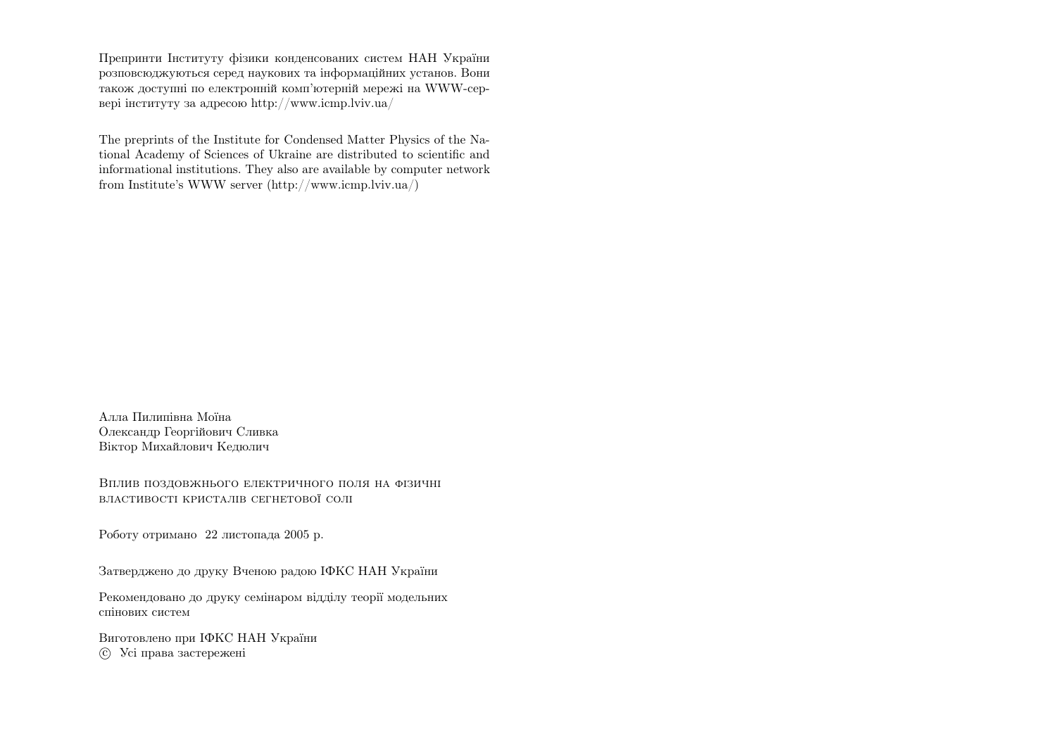Препринти Інституту фізики конденсованих систем НАН України розповсюджуються серед наукових та інформаційних установ. Вони також доступні по електронній комп'ютерній мережі на WWW-сервері інституту за адресою http://www.icmp.lviv.ua/

The preprints of the Institute for Condensed Matter Physics of the National Academy of Sciences of Ukraine are distributed to scientific and informational institutions. They also are available by computer network from Institute's WWW server (http://www.icmp.lviv.ua/)

Алла Пилипівна Моїна
Олександр Георгійович Сливка
Віктор Михайлович Кедюлич

Вплив поздовжнього електричного поля на фізичні властивості кристалів сегнетової солі

Роботу отримано 22 листопада 2005 р.

Затверджено до друку Вченою радою ІФКС НАН України

Рекомендовано до друку семінаром відділу теорії модельних спінових систем

Виготовлено при ІФКС НАН України
© Усі права застережені